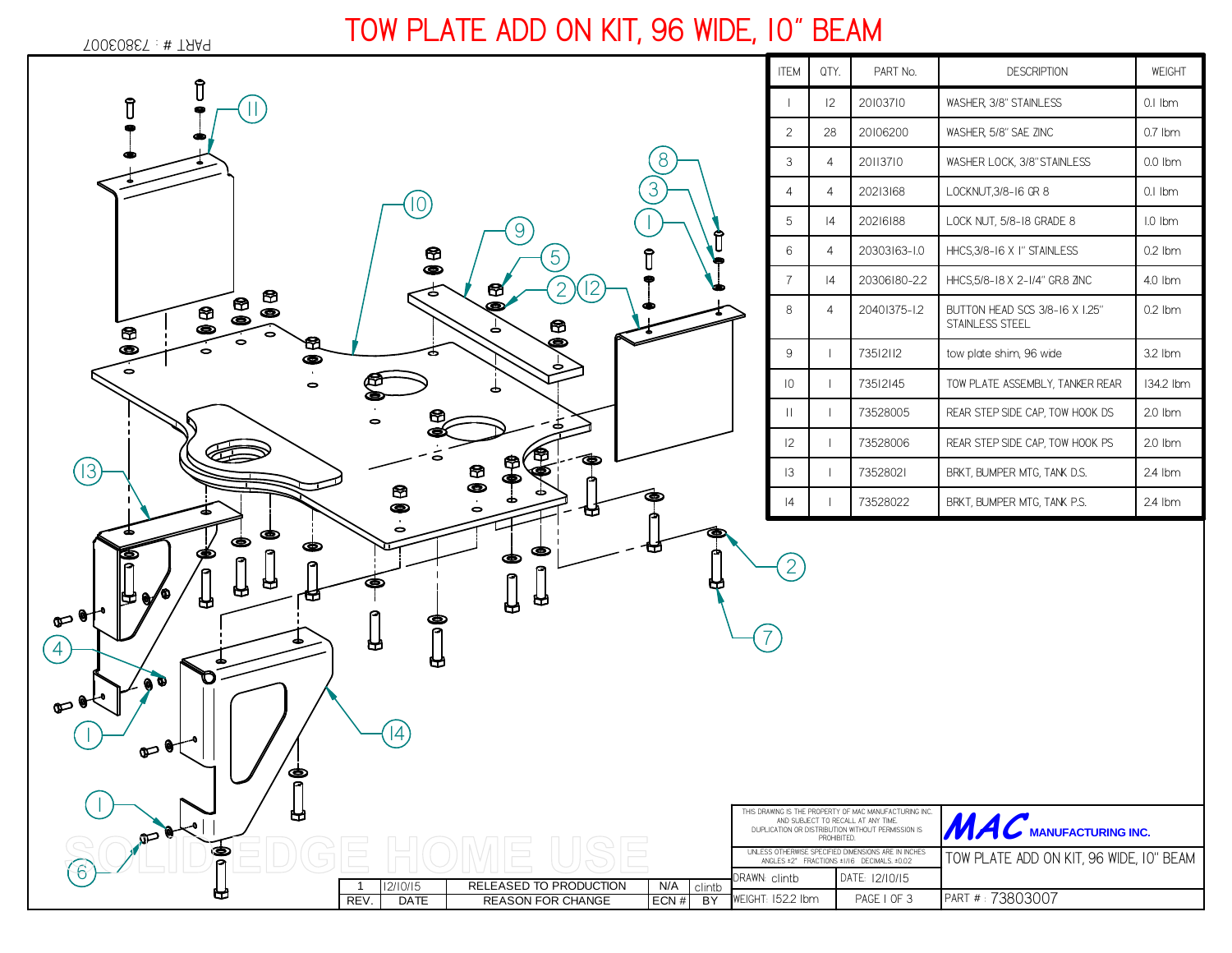# TOW PLATE ADD ON KIT, 96 WIDE, 10" BEAM

PART # : 73803007

| ITEM | QTY. | PART No. | DESCRIPTION | WEIGHT |
|---|---|---|---|---|
| 1 | 12 | 20103710 | WASHER, 3/8" STAINLESS | 0.1 lbm |
| 2 | 28 | 20106200 | WASHER, 5/8" SAE ZINC | 0.7 lbm |
| 3 | 4 | 20113710 | WASHER LOCK, 3/8" STAINLESS | 0.0 lbm |
| 4 | 4 | 20213168 | LOCKNUT,3/8-16 GR 8 | 0.1 lbm |
| 5 | 14 | 20216188 | LOCK NUT, 5/8-18 GRADE 8 | 1.0 lbm |
| 6 | 4 | 20303163-1.0 | HHCS,3/8-16 X 1" STAINLESS | 0.2 lbm |
| 7 | 14 | 20306180-2.2 | HHCS,5/8-18 X 2-1/4" GR.8 ZINC | 4.0 lbm |
| 8 | 4 | 20401375-1.2 | BUTTON HEAD SCS 3/8-16 X 1.25" STAINLESS STEEL | 0.2 lbm |
| 9 | 1 | 73512112 | tow plate shim, 96 wide | 3.2 lbm |
| 10 | 1 | 73512145 | TOW PLATE ASSEMBLY, TANKER REAR | 134.2 lbm |
| 11 | 1 | 73528005 | REAR STEP SIDE CAP, TOW HOOK DS | 2.0 lbm |
| 12 | 1 | 73528006 | REAR STEP SIDE CAP, TOW HOOK PS | 2.0 lbm |
| 13 | 1 | 73528021 | BRKT, BUMPER MTG, TANK D.S. | 2.4 lbm |
| 14 | 1 | 73528022 | BRKT, BUMPER MTG, TANK P.S. | 2.4 lbm |

| REV. | DATE | REASON FOR CHANGE | ECN # | BY |
|---|---|---|---|---|
| 1 | 12/10/15 | RELEASED TO PRODUCTION | N/A | clintb |

THIS DRAWING IS THE PROPERTY OF MAC MANUFACTURING INC. AND SUBJECT TO RECALL AT ANY TIME. DUPLICATION OR DISTRIBUTION WITHOUT PERMISSION IS PROHIBITED.

UNLESS OTHERWISE SPECIFIED DIMENSIONS ARE IN INCHES ANGLES ±2° FRACTIONS ±1/16 DECIMALS ±0.02

**MAC MANUFACTURING INC.**

TOW PLATE ADD ON KIT, 96 WIDE, 10" BEAM

DRAWN: clintb | DATE: 12/10/15

WEIGHT: 152.2 lbm | PAGE 1 OF 3 | PART # : 73803007

SOLID EDGE HOME USE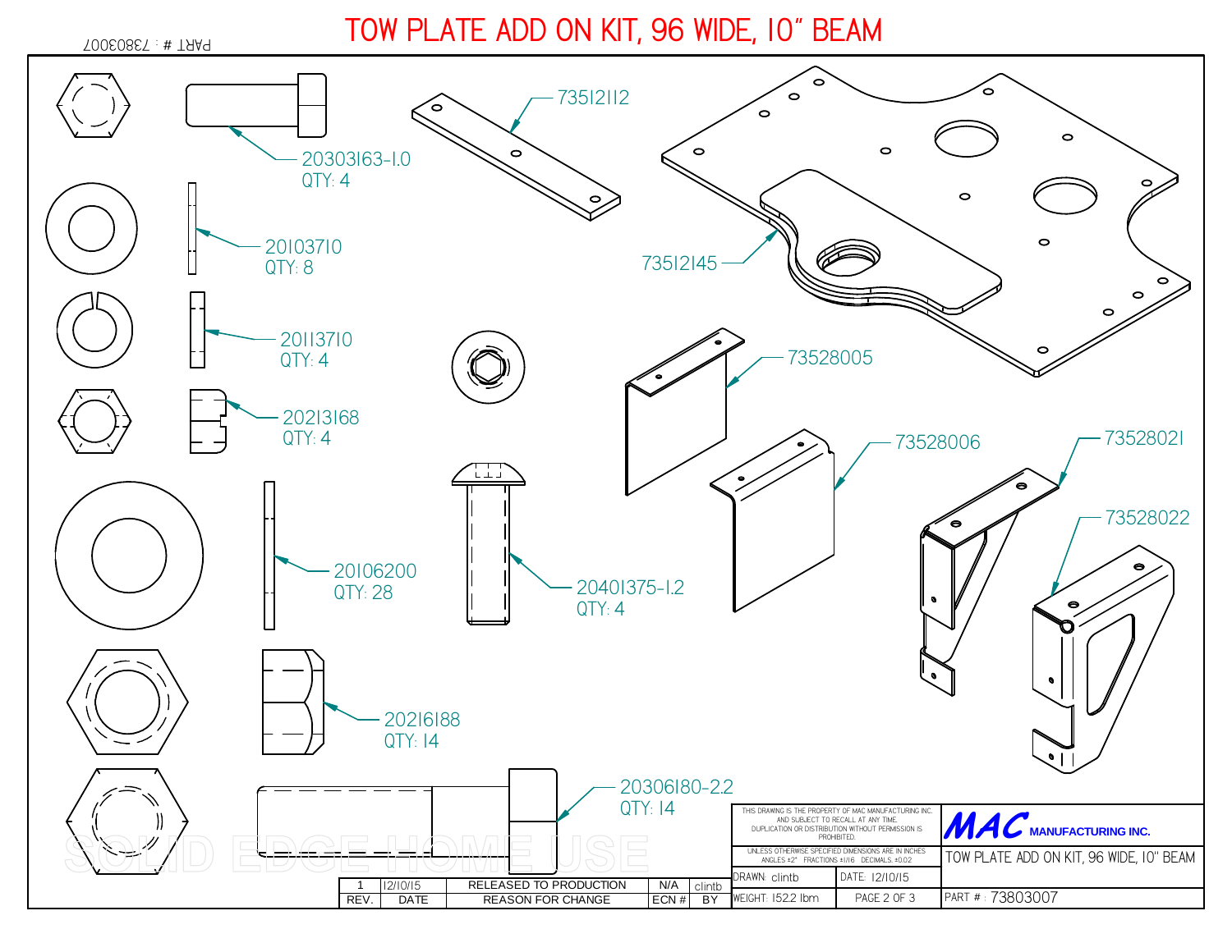# TOW PLATE ADD ON KIT, 96 WIDE, 10" BEAM

PART # : 73803007

20303163-1.0
QTY: 4

20103710
QTY: 8

20113710
QTY: 4

20213168
QTY: 4

20106200
QTY: 28

20401375-1.2
QTY: 4

20216188
QTY: 14

20306180-2.2
QTY: 14

73512112

73512145

73528005

73528006

73528021

73528022

SOLID EDGE HOME USE

| REV. | DATE | REASON FOR CHANGE | ECN # | BY |
|---|---|---|---|---|
| 1 | 12/10/15 | RELEASED TO PRODUCTION | N/A | clintb |

THIS DRAWING IS THE PROPERTY OF MAC MANUFACTURING INC. AND SUBJECT TO RECALL AT ANY TIME. DUPLICATION OR DISTRIBUTION WITHOUT PERMISSION IS PROHIBITED.

UNLESS OTHERWISE SPECIFIED DIMENSIONS ARE IN INCHES
ANGLES ±2° FRACTIONS ±1/16 DECIMALS ±0.02

MAC MANUFACTURING INC.

TOW PLATE ADD ON KIT, 96 WIDE, 10" BEAM

| DRAWN: clintb | DATE: 12/10/15 |
|---|---|
| WEIGHT: 152.2 lbm | PAGE 2 OF 3 |

PART # : 73803007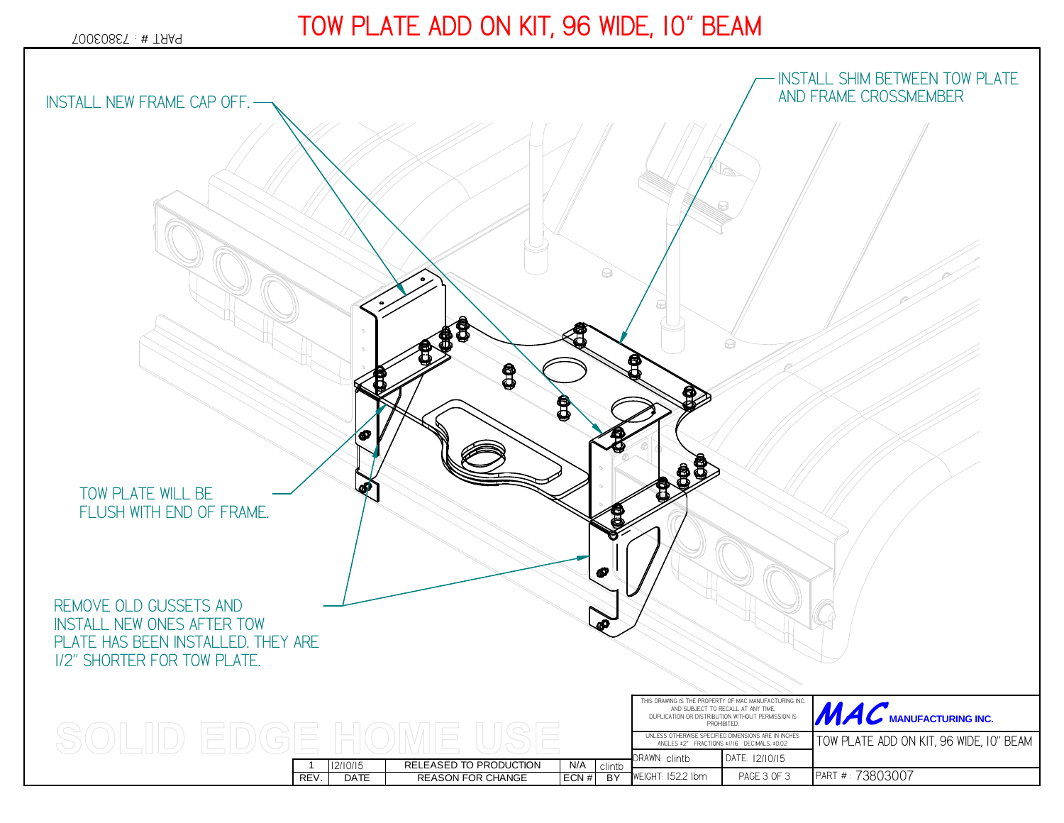# TOW PLATE ADD ON KIT, 96 WIDE, 10" BEAM

PART # : 73803007

INSTALL NEW FRAME CAP OFF.

INSTALL SHIM BETWEEN TOW PLATE AND FRAME CROSSMEMBER

TOW PLATE WILL BE FLUSH WITH END OF FRAME.

REMOVE OLD GUSSETS AND INSTALL NEW ONES AFTER TOW PLATE HAS BEEN INSTALLED. THEY ARE 1/2" SHORTER FOR TOW PLATE.

SOLID EDGE HOME USE

THIS DRAWING IS THE PROPERTY OF MAC MANUFACTURING INC. AND SUBJECT TO RECALL AT ANY TIME. DUPLICATION OR DISTRIBUTION WITHOUT PERMISSION IS PROHIBITED.

UNLESS OTHERWISE SPECIFIED DIMENSIONS ARE IN INCHES ANGLES ±2° FRACTIONS ±1/16 DECIMALS ±0.02

**MAC MANUFACTURING INC.**

TOW PLATE ADD ON KIT, 96 WIDE, 10" BEAM

| | | | | |
|---|---|---|---|---|
| 1 | 12/10/15 | RELEASED TO PRODUCTION | N/A | clintb |
| REV. | DATE | REASON FOR CHANGE | ECN # | BY |

| | | |
|---|---|---|
| DRAWN: clintb | DATE: 12/10/15 | |
| WEIGHT: 152.2 lbm | PAGE 3 OF 3 | PART # : 73803007 |